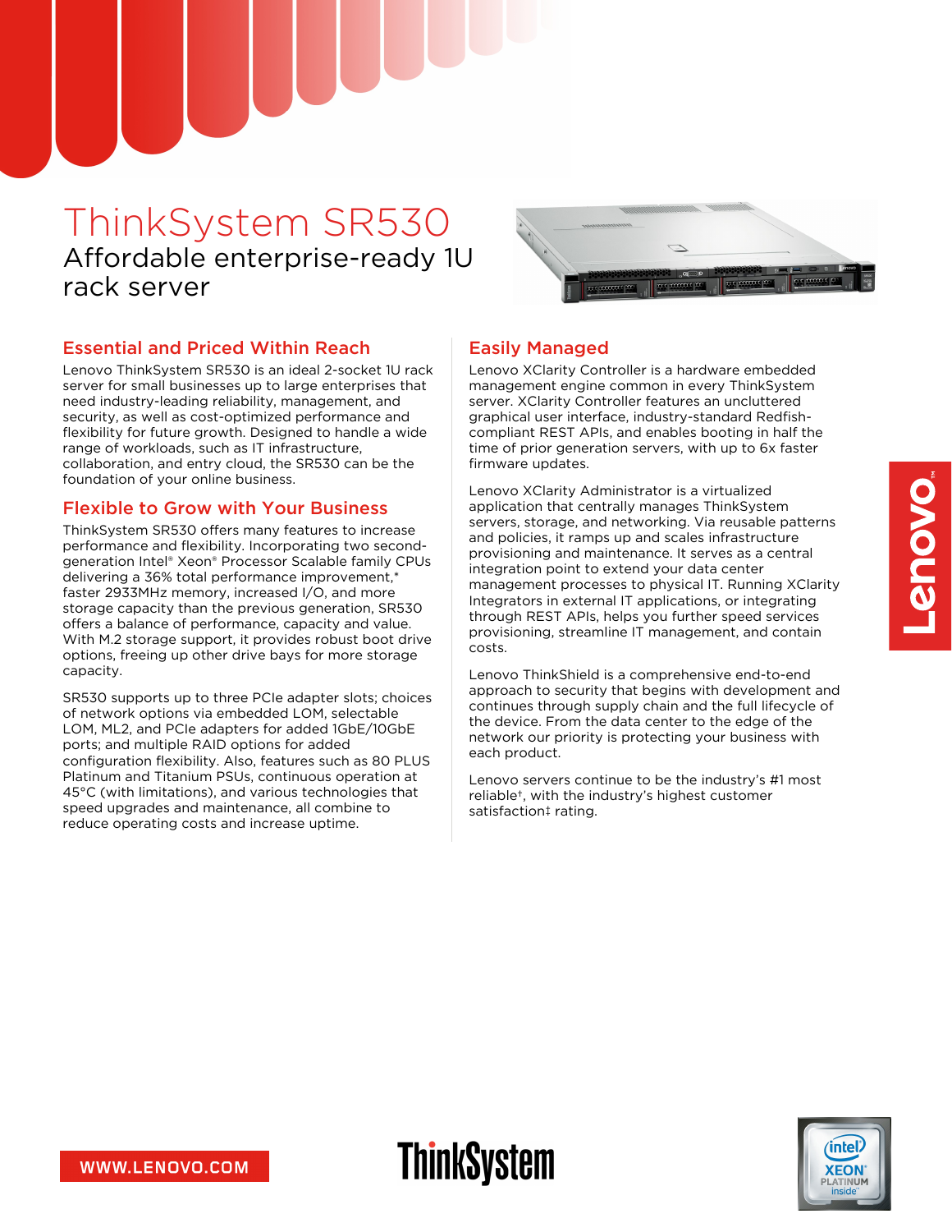# ThinkSystem SR530

Affordable enterprise-ready 1U rack server

## Essential and Priced Within Reach

Lenovo ThinkSystem SR530 is an ideal 2-socket 1U rack server for small businesses up to large enterprises that need industry-leading reliability, management, and security, as well as cost-optimized performance and flexibility for future growth. Designed to handle a wide range of workloads, such as IT infrastructure, collaboration, and entry cloud, the SR530 can be the foundation of your online business.

## Flexible to Grow with Your Business

ThinkSystem SR530 offers many features to increase performance and flexibility. Incorporating two second-generation Intel® Xeon® Processor Scalable family CPUs delivering a 36% total performance improvement,* faster 2933MHz memory, increased I/O, and more storage capacity than the previous generation, SR530 offers a balance of performance, capacity and value. With M.2 storage support, it provides robust boot drive options, freeing up other drive bays for more storage capacity.

SR530 supports up to three PCIe adapter slots; choices of network options via embedded LOM, selectable LOM, ML2, and PCIe adapters for added 1GbE/10GbE ports; and multiple RAID options for added configuration flexibility. Also, features such as 80 PLUS Platinum and Titanium PSUs, continuous operation at 45°C (with limitations), and various technologies that speed upgrades and maintenance, all combine to reduce operating costs and increase uptime.

## Easily Managed

Lenovo XClarity Controller is a hardware embedded management engine common in every ThinkSystem server. XClarity Controller features an uncluttered graphical user interface, industry-standard Redfish-compliant REST APIs, and enables booting in half the time of prior generation servers, with up to 6x faster firmware updates.

Lenovo XClarity Administrator is a virtualized application that centrally manages ThinkSystem servers, storage, and networking. Via reusable patterns and policies, it ramps up and scales infrastructure provisioning and maintenance. It serves as a central integration point to extend your data center management processes to physical IT. Running XClarity Integrators in external IT applications, or integrating through REST APIs, helps you further speed services provisioning, streamline IT management, and contain costs.

Lenovo ThinkShield is a comprehensive end-to-end approach to security that begins with development and continues through supply chain and the full lifecycle of the device. From the data center to the edge of the network our priority is protecting your business with each product.

Lenovo servers continue to be the industry's #1 most reliable†, with the industry's highest customer satisfaction‡ rating.

WWW.LENOVO.COM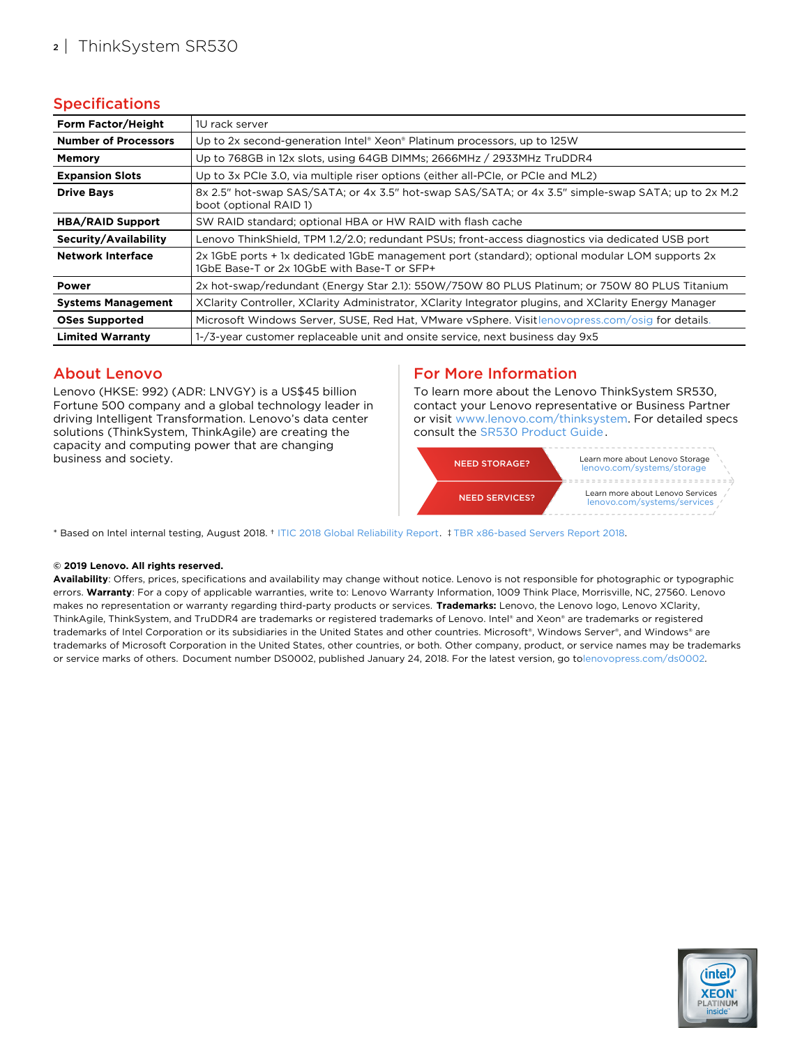## Specifications

| | |
|---|---|
| **Form Factor/Height** | 1U rack server |
| **Number of Processors** | Up to 2x second-generation Intel® Xeon® Platinum processors, up to 125W |
| **Memory** | Up to 768GB in 12x slots, using 64GB DIMMs; 2666MHz / 2933MHz TruDDR4 |
| **Expansion Slots** | Up to 3x PCIe 3.0, via multiple riser options (either all-PCIe, or PCIe and ML2) |
| **Drive Bays** | 8x 2.5" hot-swap SAS/SATA; or 4x 3.5" hot-swap SAS/SATA; or 4x 3.5" simple-swap SATA; up to 2x M.2 boot (optional RAID 1) |
| **HBA/RAID Support** | SW RAID standard; optional HBA or HW RAID with flash cache |
| **Security/Availability** | Lenovo ThinkShield, TPM 1.2/2.0; redundant PSUs; front-access diagnostics via dedicated USB port |
| **Network Interface** | 2x 1GbE ports + 1x dedicated 1GbE management port (standard); optional modular LOM supports 2x 1GbE Base-T or 2x 10GbE with Base-T or SFP+ |
| **Power** | 2x hot-swap/redundant (Energy Star 2.1): 550W/750W 80 PLUS Platinum; or 750W 80 PLUS Titanium |
| **Systems Management** | XClarity Controller, XClarity Administrator, XClarity Integrator plugins, and XClarity Energy Manager |
| **OSes Supported** | Microsoft Windows Server, SUSE, Red Hat, VMware vSphere. Visit lenovopress.com/osig for details. |
| **Limited Warranty** | 1-/3-year customer replaceable unit and onsite service, next business day 9x5 |

## About Lenovo

Lenovo (HKSE: 992) (ADR: LNVGY) is a US$45 billion Fortune 500 company and a global technology leader in driving Intelligent Transformation. Lenovo's data center solutions (ThinkSystem, ThinkAgile) are creating the capacity and computing power that are changing business and society.

## For More Information

To learn more about the Lenovo ThinkSystem SR530, contact your Lenovo representative or Business Partner or visit www.lenovo.com/thinksystem. For detailed specs consult the SR530 Product Guide.

**NEED STORAGE?** Learn more about Lenovo Storage lenovo.com/systems/storage

**NEED SERVICES?** Learn more about Lenovo Services lenovo.com/systems/services

\* Based on Intel internal testing, August 2018. † ITIC 2018 Global Reliability Report. ‡ TBR x86-based Servers Report 2018.

**© 2019 Lenovo. All rights reserved.**

**Availability**: Offers, prices, specifications and availability may change without notice. Lenovo is not responsible for photographic or typographic errors. **Warranty**: For a copy of applicable warranties, write to: Lenovo Warranty Information, 1009 Think Place, Morrisville, NC, 27560. Lenovo makes no representation or warranty regarding third-party products or services. **Trademarks:** Lenovo, the Lenovo logo, Lenovo XClarity, ThinkAgile, ThinkSystem, and TruDDR4 are trademarks or registered trademarks of Lenovo. Intel® and Xeon® are trademarks or registered trademarks of Intel Corporation or its subsidiaries in the United States and other countries. Microsoft®, Windows Server®, and Windows® are trademarks of Microsoft Corporation in the United States, other countries, or both. Other company, product, or service names may be trademarks or service marks of others. Document number DS0002, published January 24, 2018. For the latest version, go to lenovopress.com/ds0002.